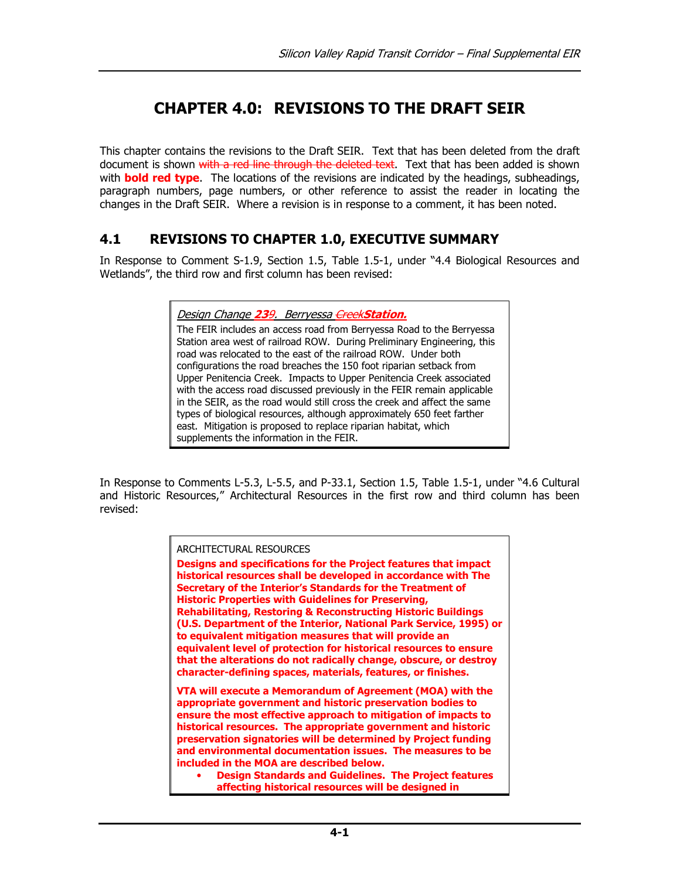# CHAPTER 4.0: REVISIONS TO THE DRAFT SEIR

This chapter contains the revisions to the Draft SEIR. Text that has been deleted from the draft document is shown ~~with a red line through the deleted text~~. Text that has been added is shown with **bold red type**. The locations of the revisions are indicated by the headings, subheadings, paragraph numbers, page numbers, or other reference to assist the reader in locating the changes in the Draft SEIR. Where a revision is in response to a comment, it has been noted.

## 4.1 REVISIONS TO CHAPTER 1.0, EXECUTIVE SUMMARY

In Response to Comment S-1.9, Section 1.5, Table 1.5-1, under "4.4 Biological Resources and Wetlands", the third row and first column has been revised:

> *Design Change **23**~~9~~. Berryessa ~~Creek~~**Station.***
>
> The FEIR includes an access road from Berryessa Road to the Berryessa Station area west of railroad ROW. During Preliminary Engineering, this road was relocated to the east of the railroad ROW. Under both configurations the road breaches the 150 foot riparian setback from Upper Penitencia Creek. Impacts to Upper Penitencia Creek associated with the access road discussed previously in the FEIR remain applicable in the SEIR, as the road would still cross the creek and affect the same types of biological resources, although approximately 650 feet farther east. Mitigation is proposed to replace riparian habitat, which supplements the information in the FEIR.

In Response to Comments L-5.3, L-5.5, and P-33.1, Section 1.5, Table 1.5-1, under "4.6 Cultural and Historic Resources," Architectural Resources in the first row and third column has been revised:

> ARCHITECTURAL RESOURCES
>
> **Designs and specifications for the Project features that impact historical resources shall be developed in accordance with The Secretary of the Interior's Standards for the Treatment of Historic Properties with Guidelines for Preserving, Rehabilitating, Restoring & Reconstructing Historic Buildings (U.S. Department of the Interior, National Park Service, 1995) or to equivalent mitigation measures that will provide an equivalent level of protection for historical resources to ensure that the alterations do not radically change, obscure, or destroy character-defining spaces, materials, features, or finishes.**
>
> **VTA will execute a Memorandum of Agreement (MOA) with the appropriate government and historic preservation bodies to ensure the most effective approach to mitigation of impacts to historical resources. The appropriate government and historic preservation signatories will be determined by Project funding and environmental documentation issues. The measures to be included in the MOA are described below.**
>
> - **Design Standards and Guidelines. The Project features affecting historical resources will be designed in**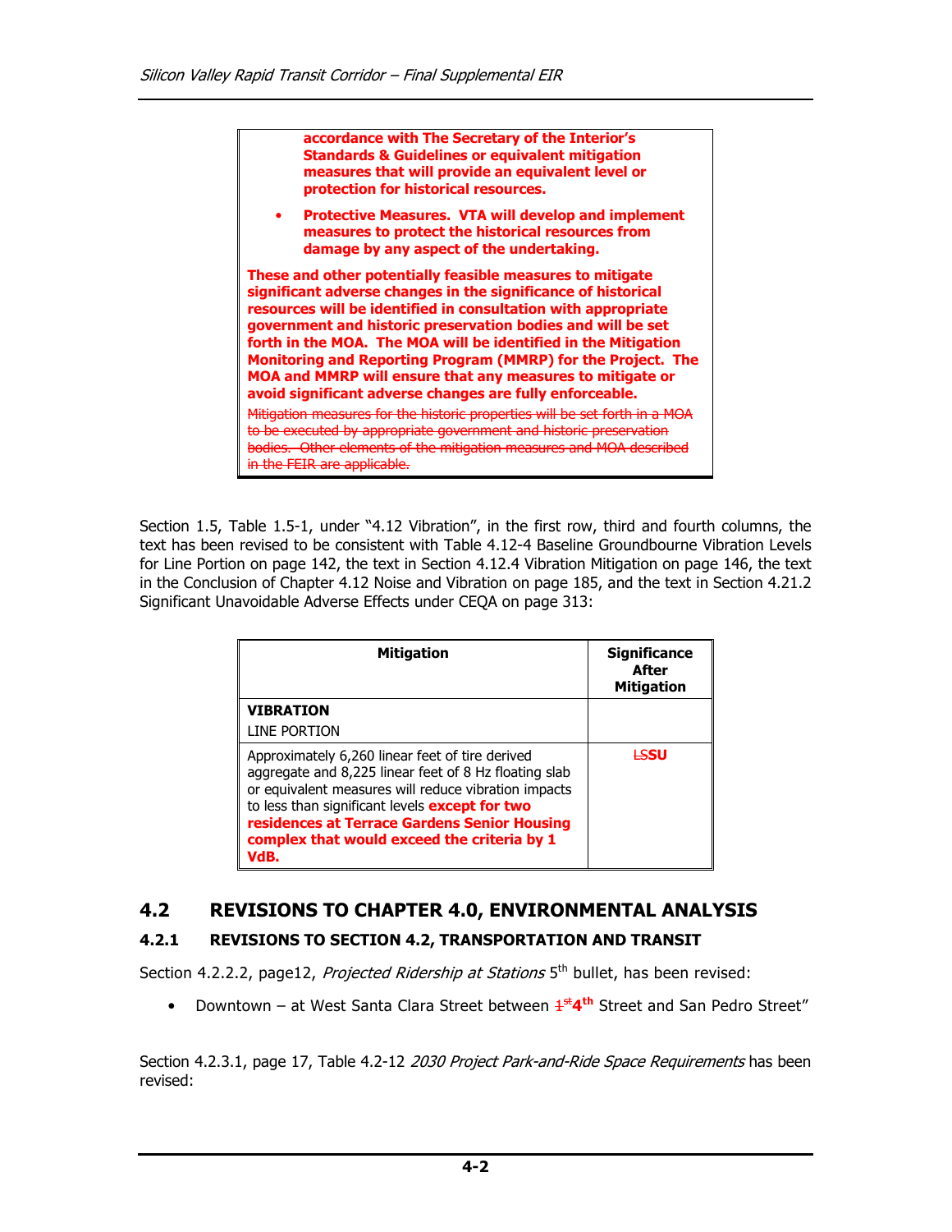accordance with The Secretary of the Interior's Standards & Guidelines or equivalent mitigation measures that will provide an equivalent level or protection for historical resources.

- **Protective Measures. VTA will develop and implement measures to protect the historical resources from damage by any aspect of the undertaking.**

**These and other potentially feasible measures to mitigate significant adverse changes in the significance of historical resources will be identified in consultation with appropriate government and historic preservation bodies and will be set forth in the MOA. The MOA will be identified in the Mitigation Monitoring and Reporting Program (MMRP) for the Project. The MOA and MMRP will ensure that any measures to mitigate or avoid significant adverse changes are fully enforceable.**

~~Mitigation measures for the historic properties will be set forth in a MOA to be executed by appropriate government and historic preservation bodies. Other elements of the mitigation measures and MOA described in the FEIR are applicable.~~

Section 1.5, Table 1.5-1, under "4.12 Vibration", in the first row, third and fourth columns, the text has been revised to be consistent with Table 4.12-4 Baseline Groundbourne Vibration Levels for Line Portion on page 142, the text in Section 4.12.4 Vibration Mitigation on page 146, the text in the Conclusion of Chapter 4.12 Noise and Vibration on page 185, and the text in Section 4.21.2 Significant Unavoidable Adverse Effects under CEQA on page 313:

| Mitigation | Significance After Mitigation |
|---|---|
| **VIBRATION**<br>LINE PORTION | |
| Approximately 6,260 linear feet of tire derived aggregate and 8,225 linear feet of 8 Hz floating slab or equivalent measures will reduce vibration impacts to less than significant levels **except for two residences at Terrace Gardens Senior Housing complex that would exceed the criteria by 1 VdB.** | ~~LS~~**SU** |

## 4.2 REVISIONS TO CHAPTER 4.0, ENVIRONMENTAL ANALYSIS

### 4.2.1 REVISIONS TO SECTION 4.2, TRANSPORTATION AND TRANSIT

Section 4.2.2.2, page12, *Projected Ridership at Stations* 5th bullet, has been revised:

- Downtown – at West Santa Clara Street between ~~1st~~ **4th** Street and San Pedro Street"

Section 4.2.3.1, page 17, Table 4.2-12 *2030 Project Park-and-Ride Space Requirements* has been revised: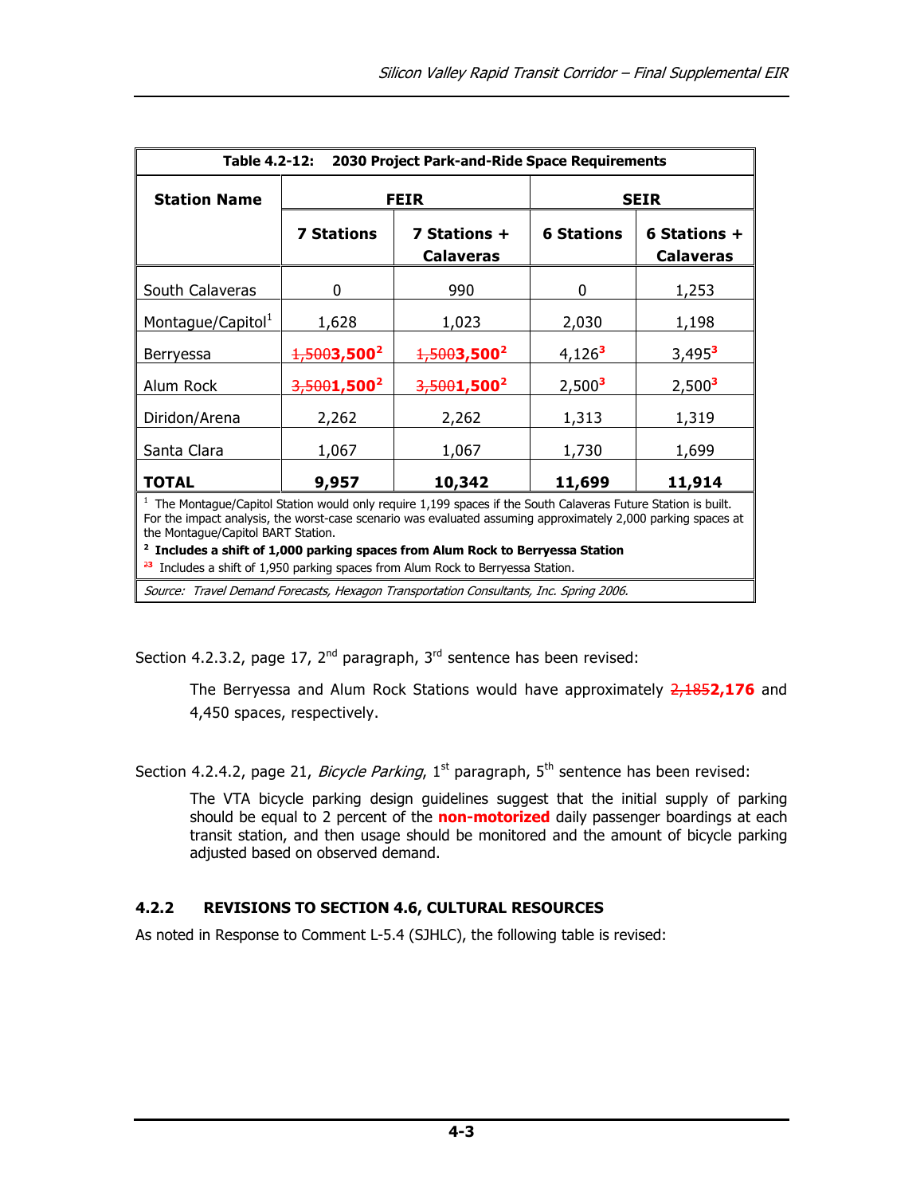| Table 4.2-12: 2030 Project Park-and-Ride Space Requirements | | | | |
|---|---|---|---|---|
| **Station Name** | **FEIR** | | **SEIR** | |
| | **7 Stations** | **7 Stations + Calaveras** | **6 Stations** | **6 Stations + Calaveras** |
| South Calaveras | 0 | 990 | 0 | 1,253 |
| Montague/Capitol[1] | 1,628 | 1,023 | 2,030 | 1,198 |
| Berryessa | ~~1,500~~**3,500**[2] | ~~1,500~~**3,500**[2] | 4,126[3] | 3,495[3] |
| Alum Rock | ~~3,500~~**1,500**[2] | ~~3,500~~**1,500**[2] | 2,500[3] | 2,500[3] |
| Diridon/Arena | 2,262 | 2,262 | 1,313 | 1,319 |
| Santa Clara | 1,067 | 1,067 | 1,730 | 1,699 |
| **TOTAL** | **9,957** | **10,342** | **11,699** | **11,914** |

[1] The Montague/Capitol Station would only require 1,199 spaces if the South Calaveras Future Station is built. For the impact analysis, the worst-case scenario was evaluated assuming approximately 2,000 parking spaces at the Montague/Capitol BART Station.

**[2] Includes a shift of 1,000 parking spaces from Alum Rock to Berryessa Station**

[~~2~~3] Includes a shift of 1,950 parking spaces from Alum Rock to Berryessa Station.

*Source: Travel Demand Forecasts, Hexagon Transportation Consultants, Inc. Spring 2006.*

Section 4.2.3.2, page 17, 2nd paragraph, 3rd sentence has been revised:

> The Berryessa and Alum Rock Stations would have approximately ~~2,185~~**2,176** and 4,450 spaces, respectively.

Section 4.2.4.2, page 21, *Bicycle Parking*, 1st paragraph, 5th sentence has been revised:

> The VTA bicycle parking design guidelines suggest that the initial supply of parking should be equal to 2 percent of the **non-motorized** daily passenger boardings at each transit station, and then usage should be monitored and the amount of bicycle parking adjusted based on observed demand.

### 4.2.2 REVISIONS TO SECTION 4.6, CULTURAL RESOURCES

As noted in Response to Comment L-5.4 (SJHLC), the following table is revised: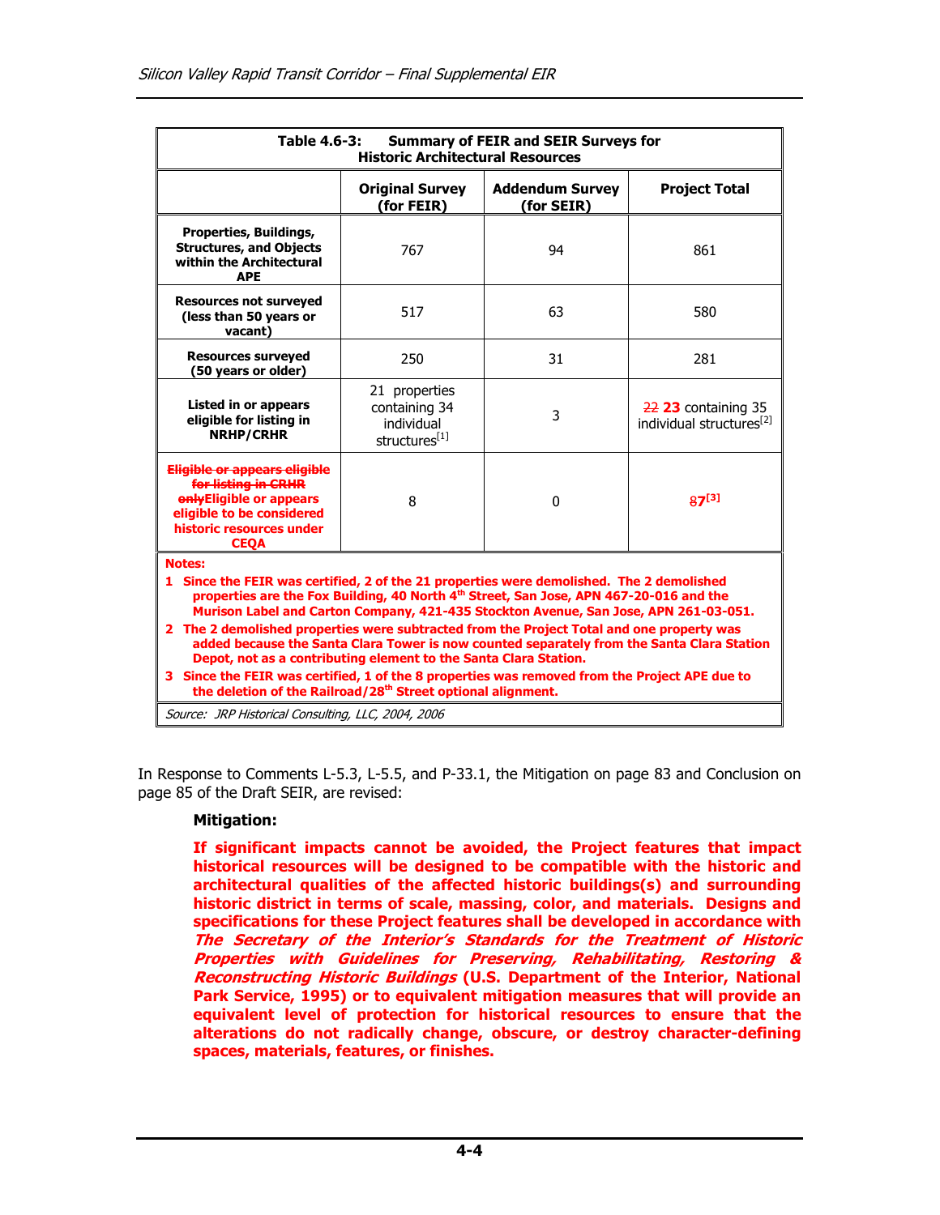| Table 4.6-3: Summary of FEIR and SEIR Surveys for Historic Architectural Resources | | | |
|---|---|---|---|
| | **Original Survey (for FEIR)** | **Addendum Survey (for SEIR)** | **Project Total** |
| **Properties, Buildings, Structures, and Objects within the Architectural APE** | 767 | 94 | 861 |
| **Resources not surveyed (less than 50 years or vacant)** | 517 | 63 | 580 |
| **Resources surveyed (50 years or older)** | 250 | 31 | 281 |
| **Listed in or appears eligible for listing in NRHP/CRHR** | 21 properties containing 34 individual structures[1] | 3 | ~~22~~ **23** containing 35 individual structures[2] |
| ~~**Eligible or appears eligible for listing in CRHR only**~~ **Eligible or appears eligible to be considered historic resources under CEQA** | 8 | 0 | ~~8~~**7**[3] |

**Notes:**

1. **Since the FEIR was certified, 2 of the 21 properties were demolished. The 2 demolished properties are the Fox Building, 40 North 4th Street, San Jose, APN 467-20-016 and the Murison Label and Carton Company, 421-435 Stockton Avenue, San Jose, APN 261-03-051.**
2. **The 2 demolished properties were subtracted from the Project Total and one property was added because the Santa Clara Tower is now counted separately from the Santa Clara Station Depot, not as a contributing element to the Santa Clara Station.**
3. **Since the FEIR was certified, 1 of the 8 properties was removed from the Project APE due to the deletion of the Railroad/28th Street optional alignment.**

*Source: JRP Historical Consulting, LLC, 2004, 2006*

In Response to Comments L-5.3, L-5.5, and P-33.1, the Mitigation on page 83 and Conclusion on page 85 of the Draft SEIR, are revised:

**Mitigation:**

**If significant impacts cannot be avoided, the Project features that impact historical resources will be designed to be compatible with the historic and architectural qualities of the affected historic buildings(s) and surrounding historic district in terms of scale, massing, color, and materials. Designs and specifications for these Project features shall be developed in accordance with *The Secretary of the Interior's Standards for the Treatment of Historic Properties with Guidelines for Preserving, Rehabilitating, Restoring & Reconstructing Historic Buildings* (U.S. Department of the Interior, National Park Service, 1995) or to equivalent mitigation measures that will provide an equivalent level of protection for historical resources to ensure that the alterations do not radically change, obscure, or destroy character-defining spaces, materials, features, or finishes.**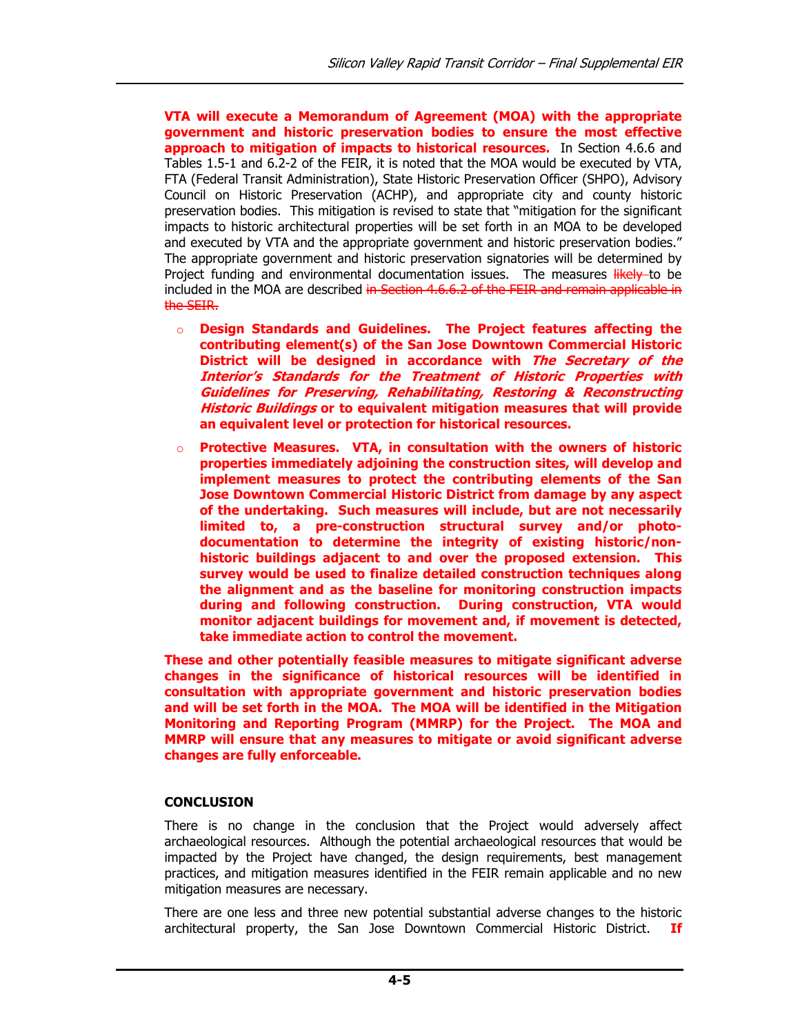**VTA will execute a Memorandum of Agreement (MOA) with the appropriate government and historic preservation bodies to ensure the most effective approach to mitigation of impacts to historical resources.** In Section 4.6.6 and Tables 1.5-1 and 6.2-2 of the FEIR, it is noted that the MOA would be executed by VTA, FTA (Federal Transit Administration), State Historic Preservation Officer (SHPO), Advisory Council on Historic Preservation (ACHP), and appropriate city and county historic preservation bodies. This mitigation is revised to state that "mitigation for the significant impacts to historic architectural properties will be set forth in an MOA to be developed and executed by VTA and the appropriate government and historic preservation bodies." The appropriate government and historic preservation signatories will be determined by Project funding and environmental documentation issues. The measures ~~likely~~ to be included in the MOA are described ~~in Section 4.6.6.2 of the FEIR and remain applicable in the SEIR.~~

- **Design Standards and Guidelines. The Project features affecting the contributing element(s) of the San Jose Downtown Commercial Historic District will be designed in accordance with *The Secretary of the Interior's Standards for the Treatment of Historic Properties with Guidelines for Preserving, Rehabilitating, Restoring & Reconstructing Historic Buildings* or to equivalent mitigation measures that will provide an equivalent level or protection for historical resources.**

- **Protective Measures. VTA, in consultation with the owners of historic properties immediately adjoining the construction sites, will develop and implement measures to protect the contributing elements of the San Jose Downtown Commercial Historic District from damage by any aspect of the undertaking. Such measures will include, but are not necessarily limited to, a pre-construction structural survey and/or photo-documentation to determine the integrity of existing historic/non-historic buildings adjacent to and over the proposed extension. This survey would be used to finalize detailed construction techniques along the alignment and as the baseline for monitoring construction impacts during and following construction. During construction, VTA would monitor adjacent buildings for movement and, if movement is detected, take immediate action to control the movement.**

**These and other potentially feasible measures to mitigate significant adverse changes in the significance of historical resources will be identified in consultation with appropriate government and historic preservation bodies and will be set forth in the MOA. The MOA will be identified in the Mitigation Monitoring and Reporting Program (MMRP) for the Project. The MOA and MMRP will ensure that any measures to mitigate or avoid significant adverse changes are fully enforceable.**

**CONCLUSION**

There is no change in the conclusion that the Project would adversely affect archaeological resources. Although the potential archaeological resources that would be impacted by the Project have changed, the design requirements, best management practices, and mitigation measures identified in the FEIR remain applicable and no new mitigation measures are necessary.

There are one less and three new potential substantial adverse changes to the historic architectural property, the San Jose Downtown Commercial Historic District. **If**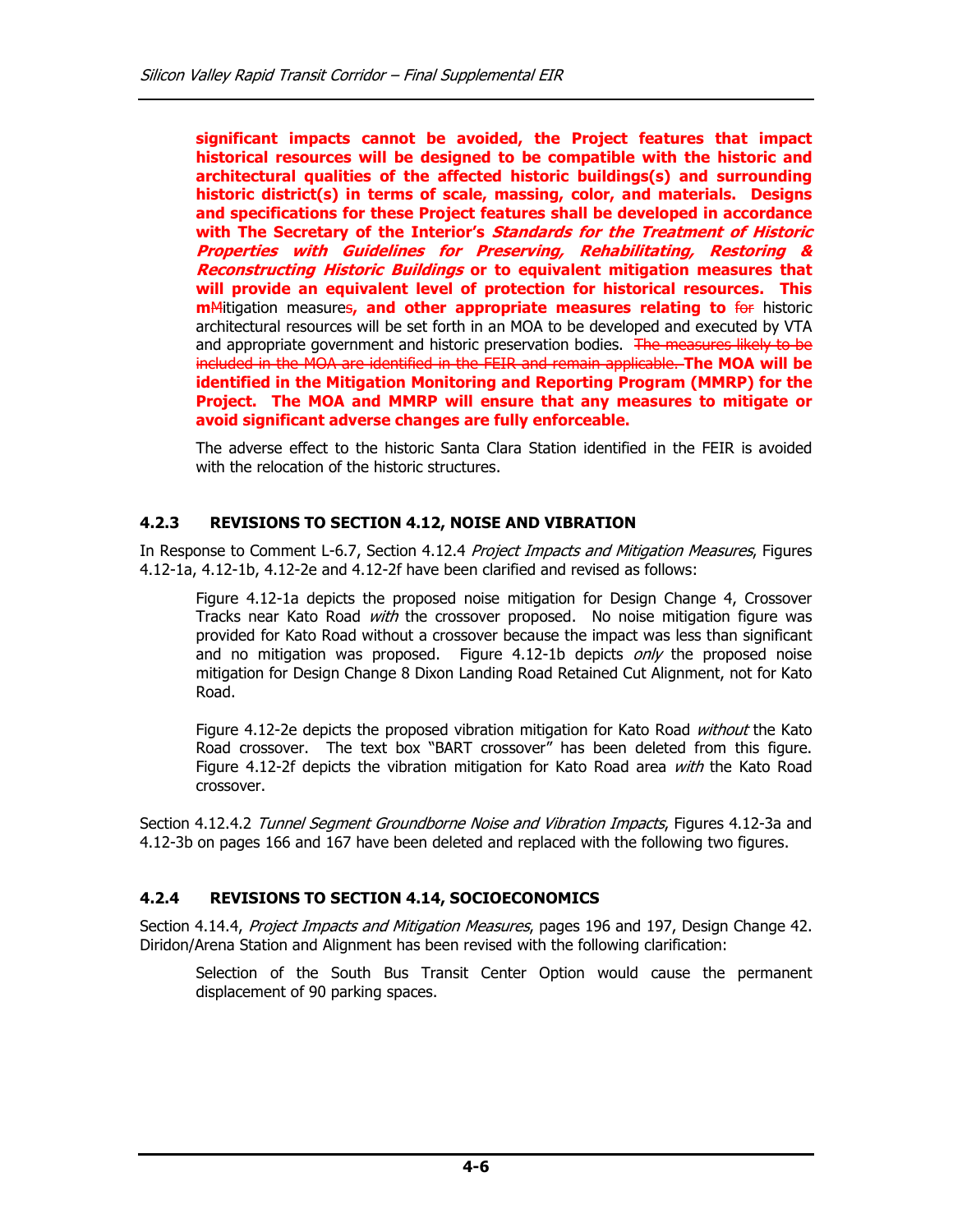**significant impacts cannot be avoided, the Project features that impact historical resources will be designed to be compatible with the historic and architectural qualities of the affected historic buildings(s) and surrounding historic district(s) in terms of scale, massing, color, and materials. Designs and specifications for these Project features shall be developed in accordance with The Secretary of the Interior's *Standards for the Treatment of Historic Properties with Guidelines for Preserving, Rehabilitating, Restoring & Reconstructing Historic Buildings* or to equivalent mitigation measures that will provide an equivalent level of protection for historical resources. This m**~~M~~itigation measure~~s~~**, and other appropriate measures relating to** ~~for~~ historic architectural resources will be set forth in an MOA to be developed and executed by VTA and appropriate government and historic preservation bodies. ~~The measures likely to be included in the MOA are identified in the FEIR and remain applicable.~~ **The MOA will be identified in the Mitigation Monitoring and Reporting Program (MMRP) for the Project. The MOA and MMRP will ensure that any measures to mitigate or avoid significant adverse changes are fully enforceable.**

The adverse effect to the historic Santa Clara Station identified in the FEIR is avoided with the relocation of the historic structures.

### 4.2.3 REVISIONS TO SECTION 4.12, NOISE AND VIBRATION

In Response to Comment L-6.7, Section 4.12.4 *Project Impacts and Mitigation Measures*, Figures 4.12-1a, 4.12-1b, 4.12-2e and 4.12-2f have been clarified and revised as follows:

> Figure 4.12-1a depicts the proposed noise mitigation for Design Change 4, Crossover Tracks near Kato Road *with* the crossover proposed. No noise mitigation figure was provided for Kato Road without a crossover because the impact was less than significant and no mitigation was proposed. Figure 4.12-1b depicts *only* the proposed noise mitigation for Design Change 8 Dixon Landing Road Retained Cut Alignment, not for Kato Road.
>
> Figure 4.12-2e depicts the proposed vibration mitigation for Kato Road *without* the Kato Road crossover. The text box "BART crossover" has been deleted from this figure. Figure 4.12-2f depicts the vibration mitigation for Kato Road area *with* the Kato Road crossover.

Section 4.12.4.2 *Tunnel Segment Groundborne Noise and Vibration Impacts*, Figures 4.12-3a and 4.12-3b on pages 166 and 167 have been deleted and replaced with the following two figures.

### 4.2.4 REVISIONS TO SECTION 4.14, SOCIOECONOMICS

Section 4.14.4, *Project Impacts and Mitigation Measures*, pages 196 and 197, Design Change 42. Diridon/Arena Station and Alignment has been revised with the following clarification:

> Selection of the South Bus Transit Center Option would cause the permanent displacement of 90 parking spaces.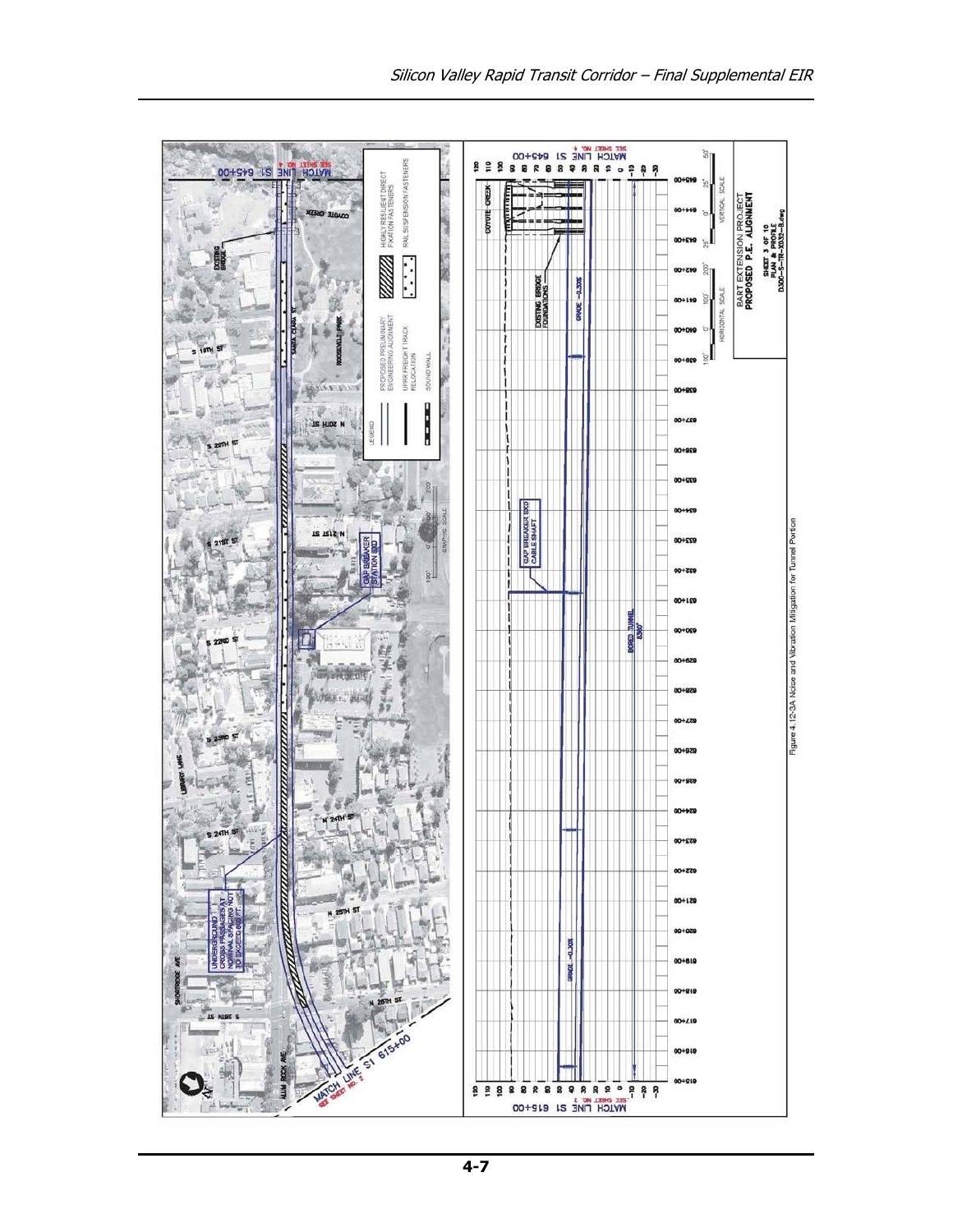Figure 4.12-3A Noise and Vibration Mitigation for Tunnel Portion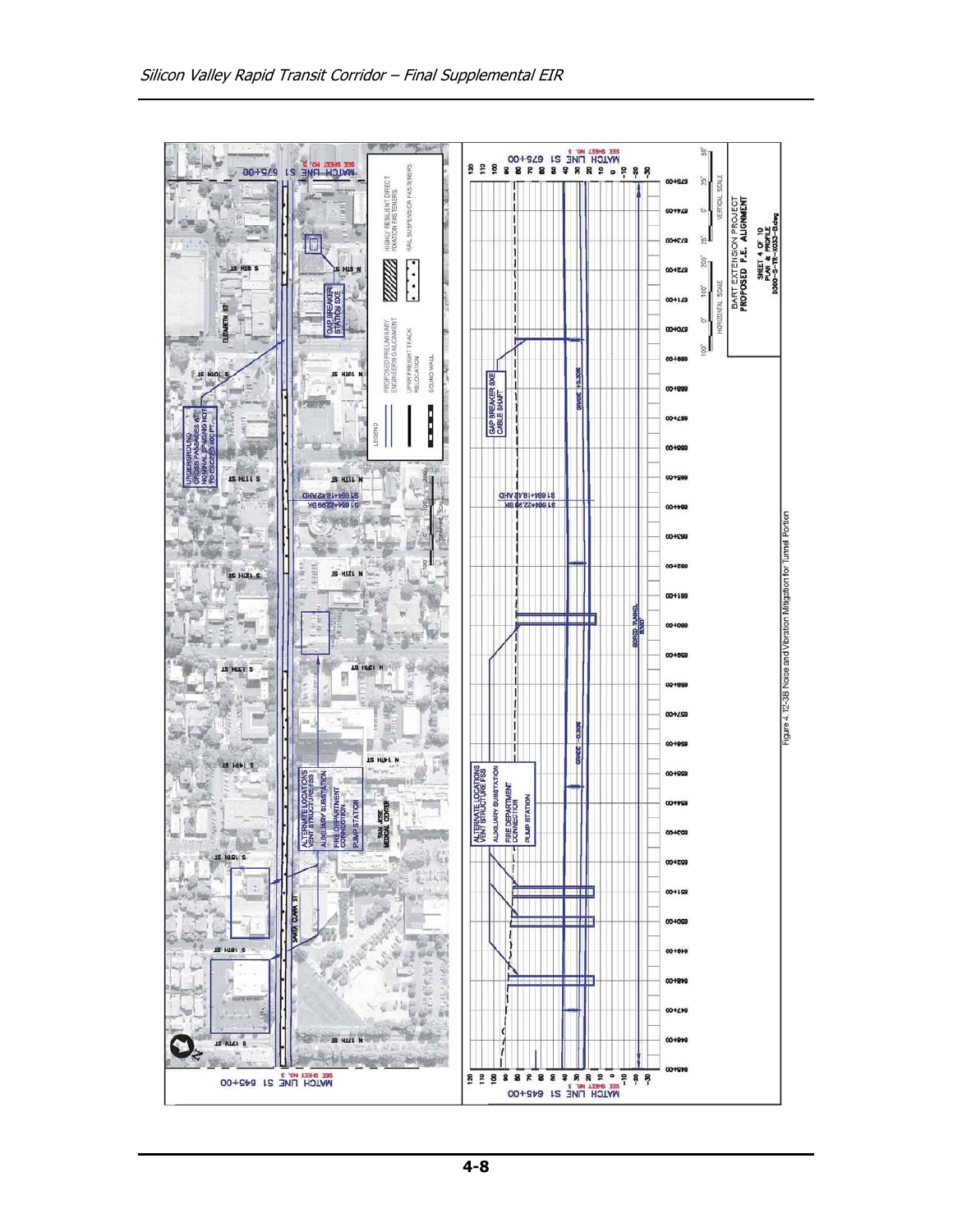Figure 4.12-3B Noise and Vibration Mitigation for Tunnel Portion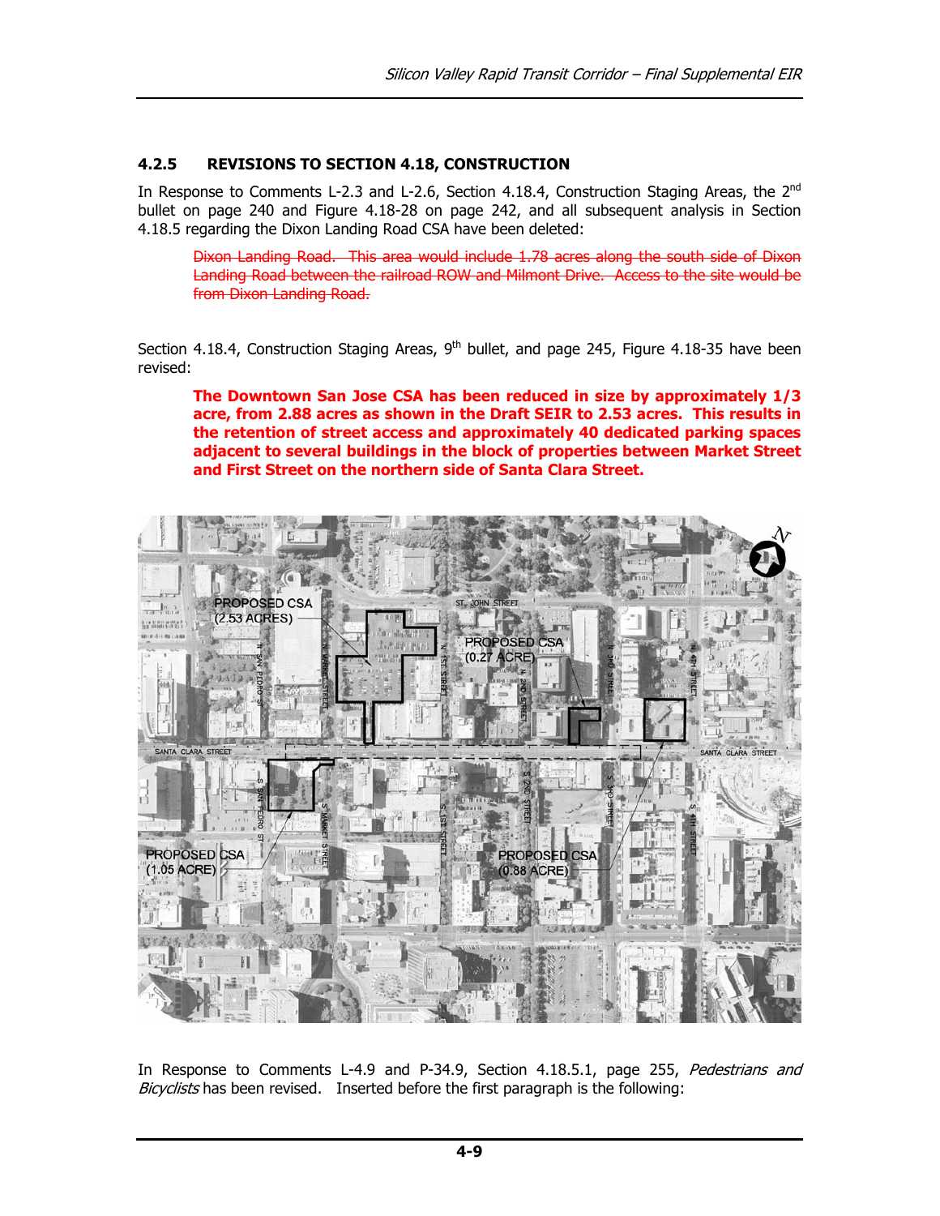### 4.2.5 REVISIONS TO SECTION 4.18, CONSTRUCTION

In Response to Comments L-2.3 and L-2.6, Section 4.18.4, Construction Staging Areas, the 2nd bullet on page 240 and Figure 4.18-28 on page 242, and all subsequent analysis in Section 4.18.5 regarding the Dixon Landing Road CSA have been deleted:

> ~~Dixon Landing Road. This area would include 1.78 acres along the south side of Dixon Landing Road between the railroad ROW and Milmont Drive. Access to the site would be from Dixon Landing Road.~~

Section 4.18.4, Construction Staging Areas, 9th bullet, and page 245, Figure 4.18-35 have been revised:

> **The Downtown San Jose CSA has been reduced in size by approximately 1/3 acre, from 2.88 acres as shown in the Draft SEIR to 2.53 acres. This results in the retention of street access and approximately 40 dedicated parking spaces adjacent to several buildings in the block of properties between Market Street and First Street on the northern side of Santa Clara Street.**

In Response to Comments L-4.9 and P-34.9, Section 4.18.5.1, page 255, *Pedestrians and Bicyclists* has been revised. Inserted before the first paragraph is the following: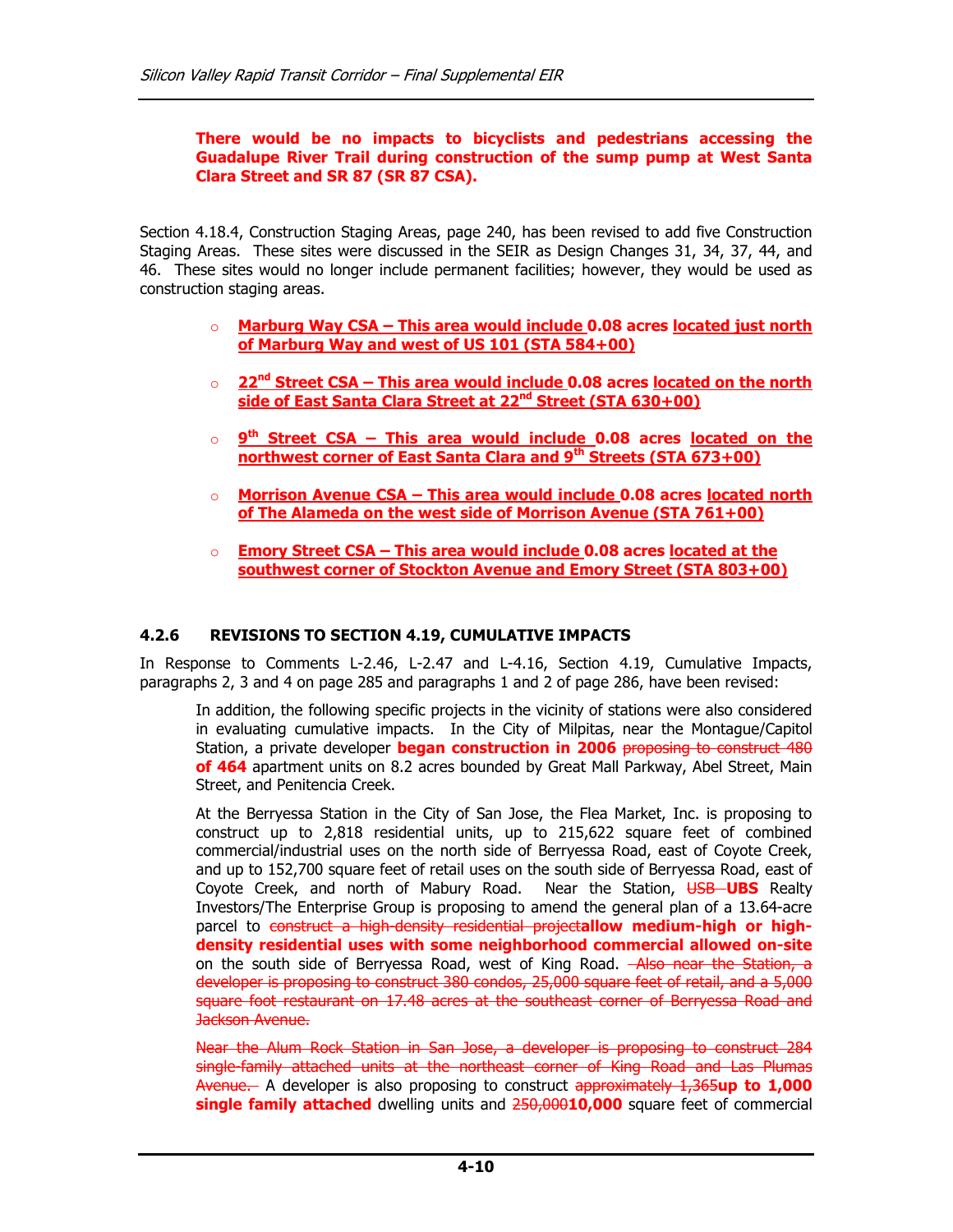**There would be no impacts to bicyclists and pedestrians accessing the Guadalupe River Trail during construction of the sump pump at West Santa Clara Street and SR 87 (SR 87 CSA).**

Section 4.18.4, Construction Staging Areas, page 240, has been revised to add five Construction Staging Areas. These sites were discussed in the SEIR as Design Changes 31, 34, 37, 44, and 46. These sites would no longer include permanent facilities; however, they would be used as construction staging areas.

- **Marburg Way CSA – This area would include 0.08 acres located just north of Marburg Way and west of US 101 (STA 584+00)**
- **22nd Street CSA – This area would include 0.08 acres located on the north side of East Santa Clara Street at 22nd Street (STA 630+00)**
- **9th Street CSA – This area would include 0.08 acres located on the northwest corner of East Santa Clara and 9th Streets (STA 673+00)**
- **Morrison Avenue CSA – This area would include 0.08 acres located north of The Alameda on the west side of Morrison Avenue (STA 761+00)**
- **Emory Street CSA – This area would include 0.08 acres located at the southwest corner of Stockton Avenue and Emory Street (STA 803+00)**

### 4.2.6 REVISIONS TO SECTION 4.19, CUMULATIVE IMPACTS

In Response to Comments L-2.46, L-2.47 and L-4.16, Section 4.19, Cumulative Impacts, paragraphs 2, 3 and 4 on page 285 and paragraphs 1 and 2 of page 286, have been revised:

> In addition, the following specific projects in the vicinity of stations were also considered in evaluating cumulative impacts. In the City of Milpitas, near the Montague/Capitol Station, a private developer **began construction in 2006** ~~proposing to construct 480~~ **of 464** apartment units on 8.2 acres bounded by Great Mall Parkway, Abel Street, Main Street, and Penitencia Creek.
>
> At the Berryessa Station in the City of San Jose, the Flea Market, Inc. is proposing to construct up to 2,818 residential units, up to 215,622 square feet of combined commercial/industrial uses on the north side of Berryessa Road, east of Coyote Creek, and up to 152,700 square feet of retail uses on the south side of Berryessa Road, east of Coyote Creek, and north of Mabury Road. Near the Station, ~~USB~~ **UBS** Realty Investors/The Enterprise Group is proposing to amend the general plan of a 13.64-acre parcel to ~~construct a high-density residential project~~**allow medium-high or high-density residential uses with some neighborhood commercial allowed on-site** on the south side of Berryessa Road, west of King Road. ~~Also near the Station, a developer is proposing to construct 380 condos, 25,000 square feet of retail, and a 5,000 square foot restaurant on 17.48 acres at the southeast corner of Berryessa Road and Jackson Avenue.~~
>
> ~~Near the Alum Rock Station in San Jose, a developer is proposing to construct 284 single-family attached units at the northeast corner of King Road and Las Plumas Avenue.~~ A developer is also proposing to construct ~~approximately 1,365~~**up to 1,000 single family attached** dwelling units and ~~250,000~~**10,000** square feet of commercial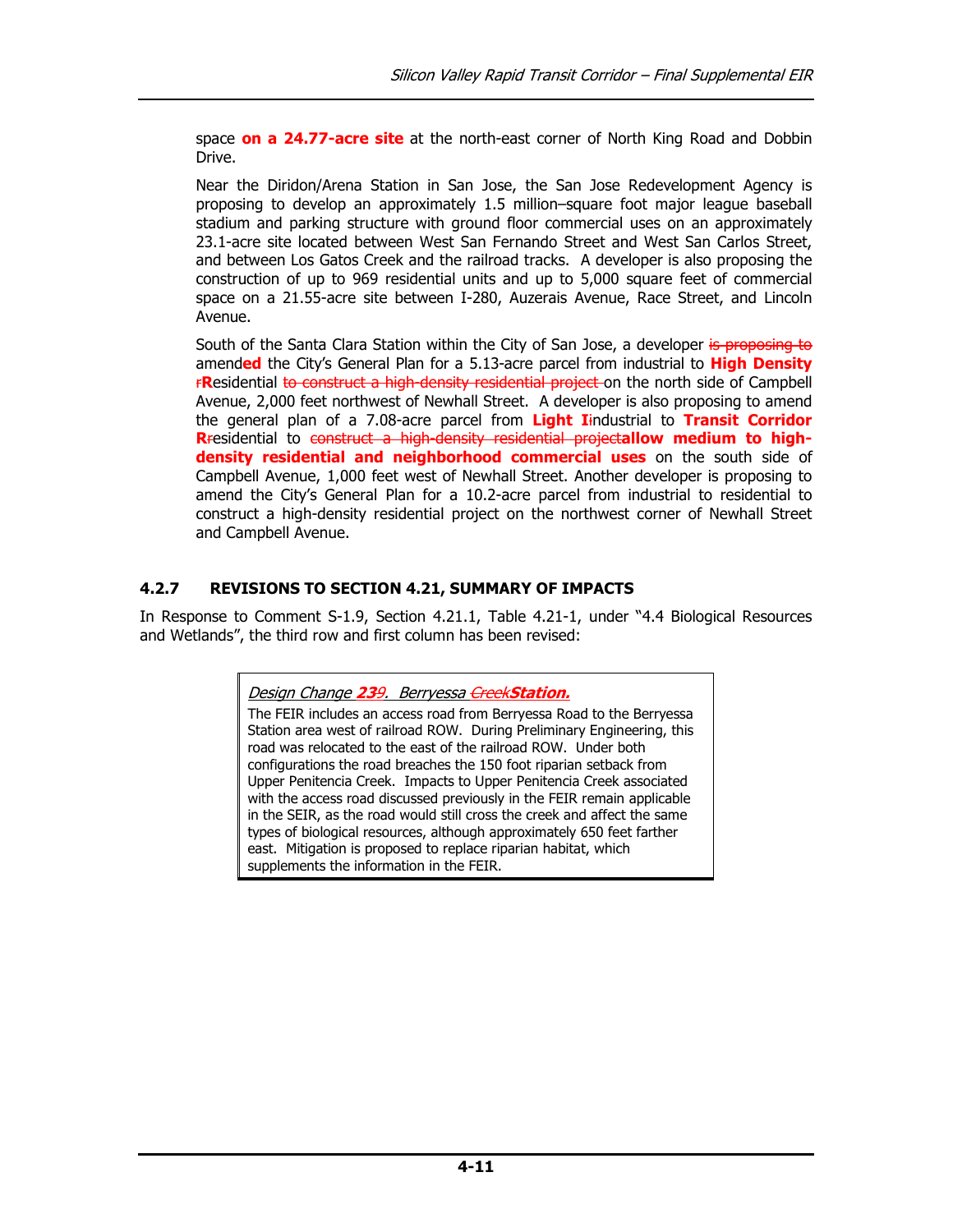space **on a 24.77-acre site** at the north-east corner of North King Road and Dobbin Drive.

Near the Diridon/Arena Station in San Jose, the San Jose Redevelopment Agency is proposing to develop an approximately 1.5 million–square foot major league baseball stadium and parking structure with ground floor commercial uses on an approximately 23.1-acre site located between West San Fernando Street and West San Carlos Street, and between Los Gatos Creek and the railroad tracks. A developer is also proposing the construction of up to 969 residential units and up to 5,000 square feet of commercial space on a 21.55-acre site between I-280, Auzerais Avenue, Race Street, and Lincoln Avenue.

South of the Santa Clara Station within the City of San Jose, a developer ~~is proposing to~~ amend**ed** the City's General Plan for a 5.13-acre parcel from industrial to **High Density** ~~r~~**R**esidential ~~to construct a high-density residential project~~ on the north side of Campbell Avenue, 2,000 feet northwest of Newhall Street. A developer is also proposing to amend the general plan of a 7.08-acre parcel from **Light I**~~i~~ndustrial to **Transit Corridor R**~~r~~esidential to ~~construct a high-density residential project~~**allow medium to high-density residential and neighborhood commercial uses** on the south side of Campbell Avenue, 1,000 feet west of Newhall Street. Another developer is proposing to amend the City's General Plan for a 10.2-acre parcel from industrial to residential to construct a high-density residential project on the northwest corner of Newhall Street and Campbell Avenue.

### 4.2.7 REVISIONS TO SECTION 4.21, SUMMARY OF IMPACTS

In Response to Comment S-1.9, Section 4.21.1, Table 4.21-1, under "4.4 Biological Resources and Wetlands", the third row and first column has been revised:

> *Design Change **23**~~9~~. Berryessa ~~Creek~~**Station.***
>
> The FEIR includes an access road from Berryessa Road to the Berryessa Station area west of railroad ROW. During Preliminary Engineering, this road was relocated to the east of the railroad ROW. Under both configurations the road breaches the 150 foot riparian setback from Upper Penitencia Creek. Impacts to Upper Penitencia Creek associated with the access road discussed previously in the FEIR remain applicable in the SEIR, as the road would still cross the creek and affect the same types of biological resources, although approximately 650 feet farther east. Mitigation is proposed to replace riparian habitat, which supplements the information in the FEIR.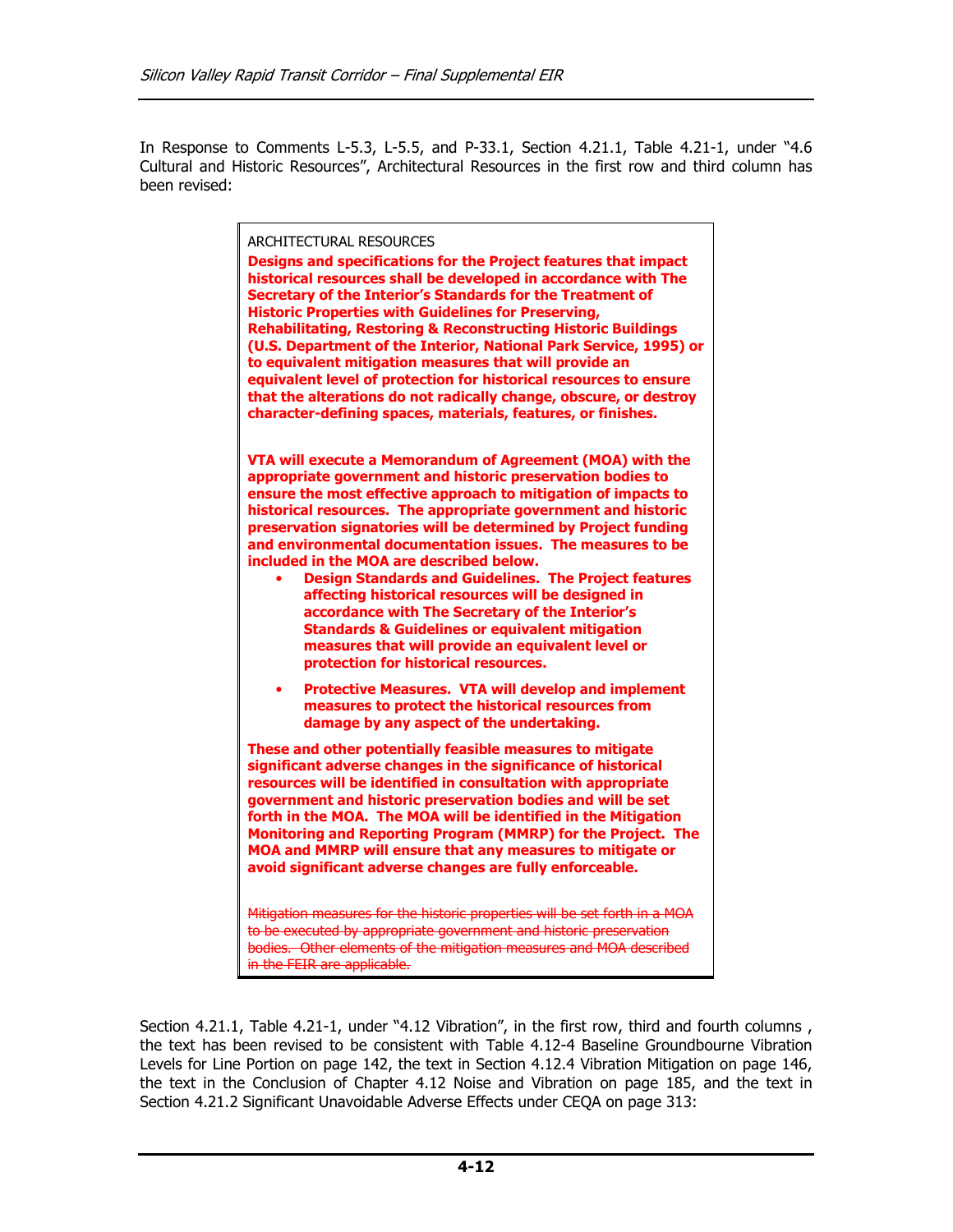In Response to Comments L-5.3, L-5.5, and P-33.1, Section 4.21.1, Table 4.21-1, under "4.6 Cultural and Historic Resources", Architectural Resources in the first row and third column has been revised:

ARCHITECTURAL RESOURCES

**Designs and specifications for the Project features that impact historical resources shall be developed in accordance with The Secretary of the Interior's Standards for the Treatment of Historic Properties with Guidelines for Preserving, Rehabilitating, Restoring & Reconstructing Historic Buildings (U.S. Department of the Interior, National Park Service, 1995) or to equivalent mitigation measures that will provide an equivalent level of protection for historical resources to ensure that the alterations do not radically change, obscure, or destroy character-defining spaces, materials, features, or finishes.**

**VTA will execute a Memorandum of Agreement (MOA) with the appropriate government and historic preservation bodies to ensure the most effective approach to mitigation of impacts to historical resources. The appropriate government and historic preservation signatories will be determined by Project funding and environmental documentation issues. The measures to be included in the MOA are described below.**

- **Design Standards and Guidelines. The Project features affecting historical resources will be designed in accordance with The Secretary of the Interior's Standards & Guidelines or equivalent mitigation measures that will provide an equivalent level or protection for historical resources.**
- **Protective Measures. VTA will develop and implement measures to protect the historical resources from damage by any aspect of the undertaking.**

**These and other potentially feasible measures to mitigate significant adverse changes in the significance of historical resources will be identified in consultation with appropriate government and historic preservation bodies and will be set forth in the MOA. The MOA will be identified in the Mitigation Monitoring and Reporting Program (MMRP) for the Project. The MOA and MMRP will ensure that any measures to mitigate or avoid significant adverse changes are fully enforceable.**

~~Mitigation measures for the historic properties will be set forth in a MOA to be executed by appropriate government and historic preservation bodies. Other elements of the mitigation measures and MOA described in the FEIR are applicable.~~

Section 4.21.1, Table 4.21-1, under "4.12 Vibration", in the first row, third and fourth columns , the text has been revised to be consistent with Table 4.12-4 Baseline Groundbourne Vibration Levels for Line Portion on page 142, the text in Section 4.12.4 Vibration Mitigation on page 146, the text in the Conclusion of Chapter 4.12 Noise and Vibration on page 185, and the text in Section 4.21.2 Significant Unavoidable Adverse Effects under CEQA on page 313: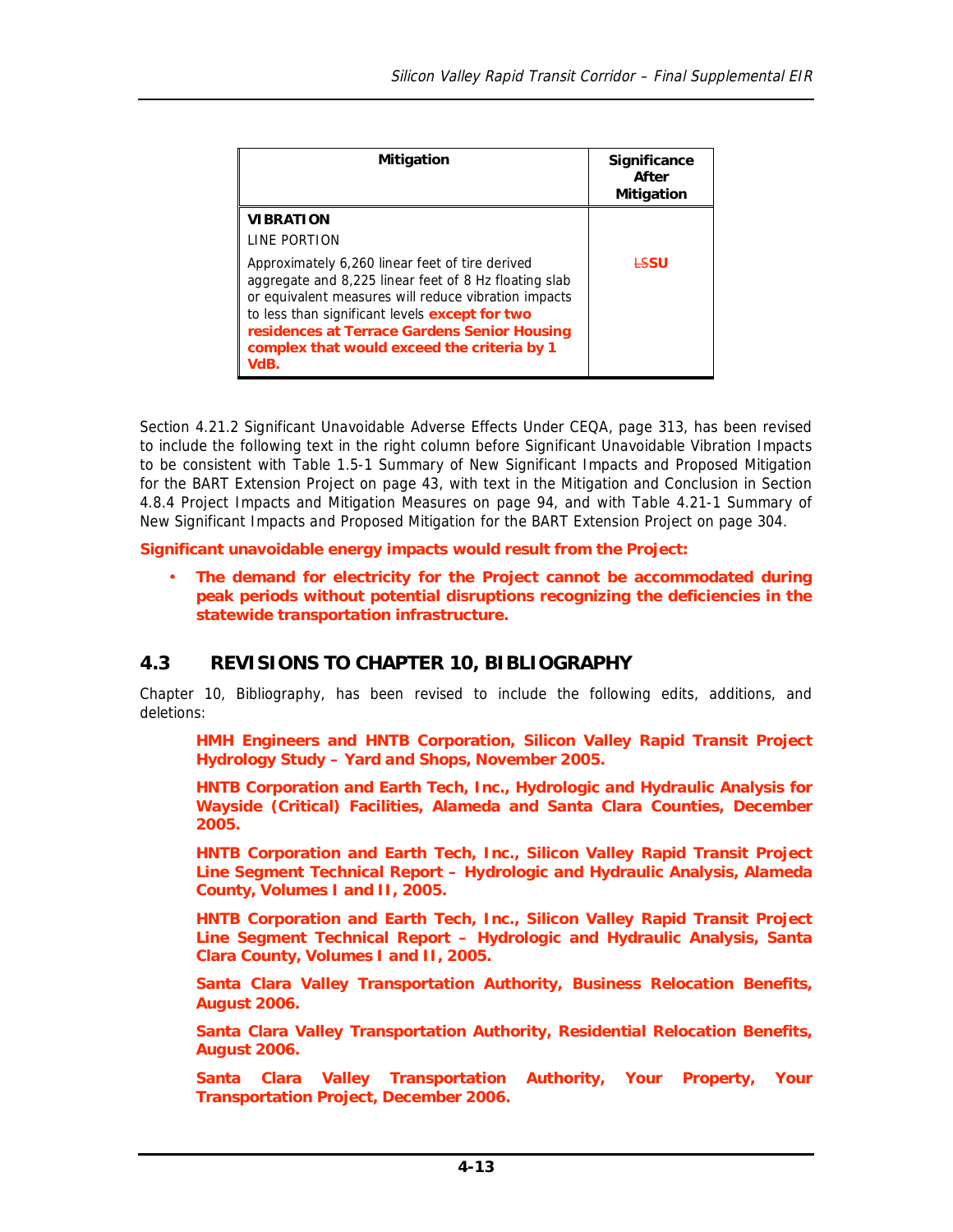| Mitigation | Significance After Mitigation |
|---|---|
| **VIBRATION**<br>LINE PORTION<br>Approximately 6,260 linear feet of tire derived aggregate and 8,225 linear feet of 8 Hz floating slab or equivalent measures will reduce vibration impacts to less than significant levels **except for two residences at Terrace Gardens Senior Housing complex that would exceed the criteria by 1 VdB.** | ~~LS~~**SU** |

Section 4.21.2 Significant Unavoidable Adverse Effects Under CEQA, page 313, has been revised to include the following text in the right column before Significant Unavoidable Vibration Impacts to be consistent with Table 1.5-1 Summary of New Significant Impacts and Proposed Mitigation for the BART Extension Project on page 43, with text in the Mitigation and Conclusion in Section 4.8.4 Project Impacts and Mitigation Measures on page 94, and with Table 4.21-1 Summary of New Significant Impacts and Proposed Mitigation for the BART Extension Project on page 304.

**Significant unavoidable energy impacts would result from the Project:**

- **The demand for electricity for the Project cannot be accommodated during peak periods without potential disruptions recognizing the deficiencies in the statewide transportation infrastructure.**

## 4.3 REVISIONS TO CHAPTER 10, BIBLIOGRAPHY

Chapter 10, Bibliography, has been revised to include the following edits, additions, and deletions:

**HMH Engineers and HNTB Corporation, Silicon Valley Rapid Transit Project Hydrology Study – Yard and Shops, November 2005.**

**HNTB Corporation and Earth Tech, Inc., Hydrologic and Hydraulic Analysis for Wayside (Critical) Facilities, Alameda and Santa Clara Counties, December 2005.**

**HNTB Corporation and Earth Tech, Inc., Silicon Valley Rapid Transit Project Line Segment Technical Report – Hydrologic and Hydraulic Analysis, Alameda County, Volumes I and II, 2005.**

**HNTB Corporation and Earth Tech, Inc., Silicon Valley Rapid Transit Project Line Segment Technical Report – Hydrologic and Hydraulic Analysis, Santa Clara County, Volumes I and II, 2005.**

**Santa Clara Valley Transportation Authority, Business Relocation Benefits, August 2006.**

**Santa Clara Valley Transportation Authority, Residential Relocation Benefits, August 2006.**

**Santa Clara Valley Transportation Authority, Your Property, Your Transportation Project, December 2006.**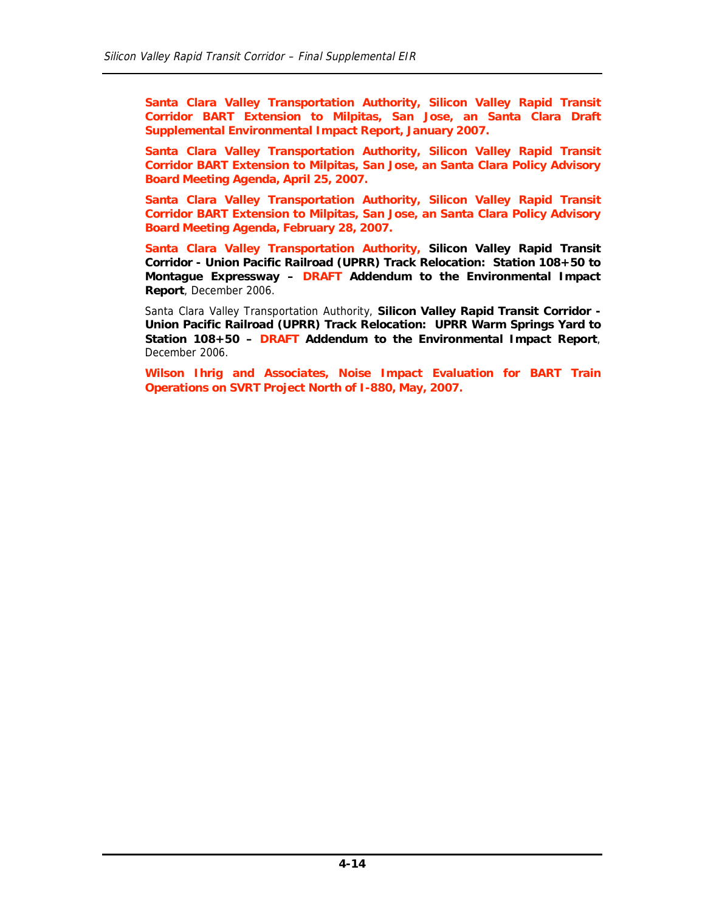**Santa Clara Valley Transportation Authority, Silicon Valley Rapid Transit Corridor BART Extension to Milpitas, San Jose, an Santa Clara Draft Supplemental Environmental Impact Report, January 2007.**

**Santa Clara Valley Transportation Authority, Silicon Valley Rapid Transit Corridor BART Extension to Milpitas, San Jose, an Santa Clara Policy Advisory Board Meeting Agenda, April 25, 2007.**

**Santa Clara Valley Transportation Authority, Silicon Valley Rapid Transit Corridor BART Extension to Milpitas, San Jose, an Santa Clara Policy Advisory Board Meeting Agenda, February 28, 2007.**

**Santa Clara Valley Transportation Authority, Silicon Valley Rapid Transit Corridor - Union Pacific Railroad (UPRR) Track Relocation: Station 108+50 to Montague Expressway – DRAFT Addendum to the Environmental Impact Report**, December 2006.

Santa Clara Valley Transportation Authority, **Silicon Valley Rapid Transit Corridor - Union Pacific Railroad (UPRR) Track Relocation: UPRR Warm Springs Yard to Station 108+50 – DRAFT Addendum to the Environmental Impact Report**, December 2006.

**Wilson Ihrig and Associates, Noise Impact Evaluation for BART Train Operations on SVRT Project North of I-880, May, 2007.**